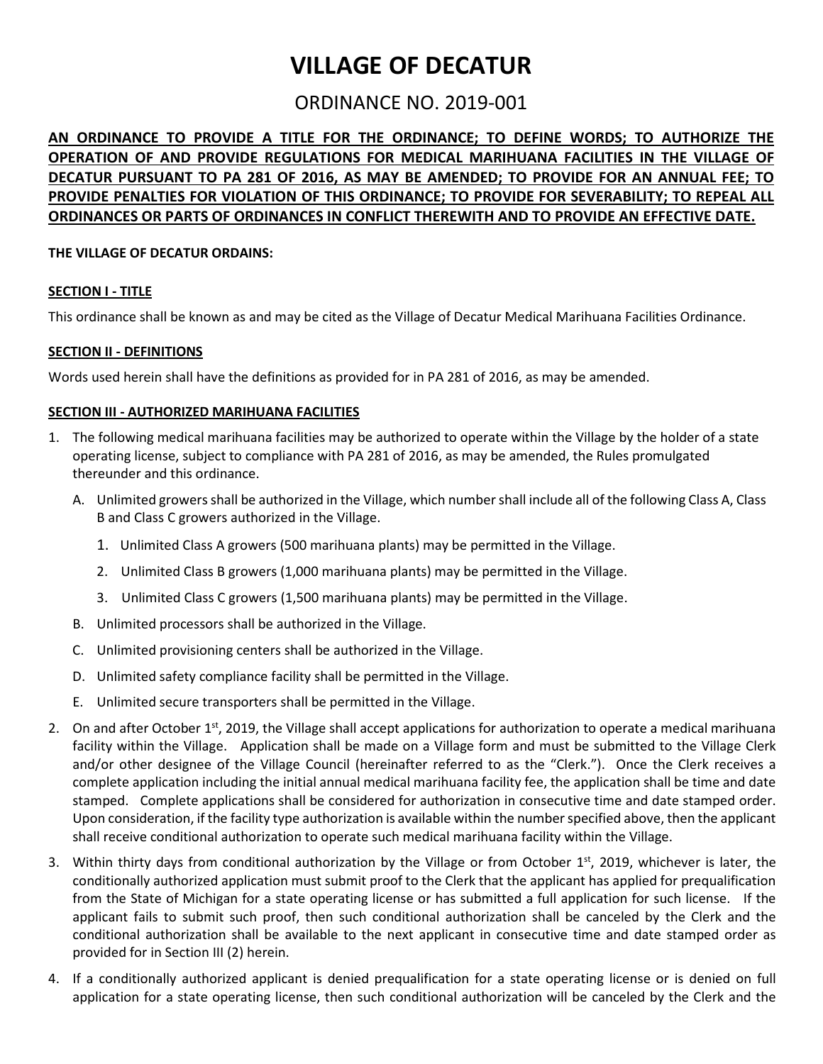# VILLAGE OF DECATUR

## ORDINANCE NO. 2019-001

**AN ORDINANCE TO PROVIDE A TITLE FOR THE ORDINANCE; TO DEFINE WORDS; TO AUTHORIZE THE OPERATION OF AND PROVIDE REGULATIONS FOR MEDICAL MARIHUANA FACILITIES IN THE VILLAGE OF DECATUR PURSUANT TO PA 281 OF 2016, AS MAY BE AMENDED; TO PROVIDE FOR AN ANNUAL FEE; TO PROVIDE PENALTIES FOR VIOLATION OF THIS ORDINANCE; TO PROVIDE FOR SEVERABILITY; TO REPEAL ALL ORDINANCES OR PARTS OF ORDINANCES IN CONFLICT THEREWITH AND TO PROVIDE AN EFFECTIVE DATE.**

**THE VILLAGE OF DECATUR ORDAINS:**

**SECTION I - TITLE**

This ordinance shall be known as and may be cited as the Village of Decatur Medical Marihuana Facilities Ordinance.

**SECTION II - DEFINITIONS**

Words used herein shall have the definitions as provided for in PA 281 of 2016, as may be amended.

**SECTION III - AUTHORIZED MARIHUANA FACILITIES**

1. The following medical marihuana facilities may be authorized to operate within the Village by the holder of a state operating license, subject to compliance with PA 281 of 2016, as may be amended, the Rules promulgated thereunder and this ordinance.
   - A. Unlimited growers shall be authorized in the Village, which number shall include all of the following Class A, Class B and Class C growers authorized in the Village.
     1. Unlimited Class A growers (500 marihuana plants) may be permitted in the Village.
     2. Unlimited Class B growers (1,000 marihuana plants) may be permitted in the Village.
     3. Unlimited Class C growers (1,500 marihuana plants) may be permitted in the Village.
   - B. Unlimited processors shall be authorized in the Village.
   - C. Unlimited provisioning centers shall be authorized in the Village.
   - D. Unlimited safety compliance facility shall be permitted in the Village.
   - E. Unlimited secure transporters shall be permitted in the Village.
2. On and after October 1st, 2019, the Village shall accept applications for authorization to operate a medical marihuana facility within the Village. Application shall be made on a Village form and must be submitted to the Village Clerk and/or other designee of the Village Council (hereinafter referred to as the "Clerk."). Once the Clerk receives a complete application including the initial annual medical marihuana facility fee, the application shall be time and date stamped. Complete applications shall be considered for authorization in consecutive time and date stamped order. Upon consideration, if the facility type authorization is available within the number specified above, then the applicant shall receive conditional authorization to operate such medical marihuana facility within the Village.
3. Within thirty days from conditional authorization by the Village or from October 1st, 2019, whichever is later, the conditionally authorized application must submit proof to the Clerk that the applicant has applied for prequalification from the State of Michigan for a state operating license or has submitted a full application for such license. If the applicant fails to submit such proof, then such conditional authorization shall be canceled by the Clerk and the conditional authorization shall be available to the next applicant in consecutive time and date stamped order as provided for in Section III (2) herein.
4. If a conditionally authorized applicant is denied prequalification for a state operating license or is denied on full application for a state operating license, then such conditional authorization will be canceled by the Clerk and the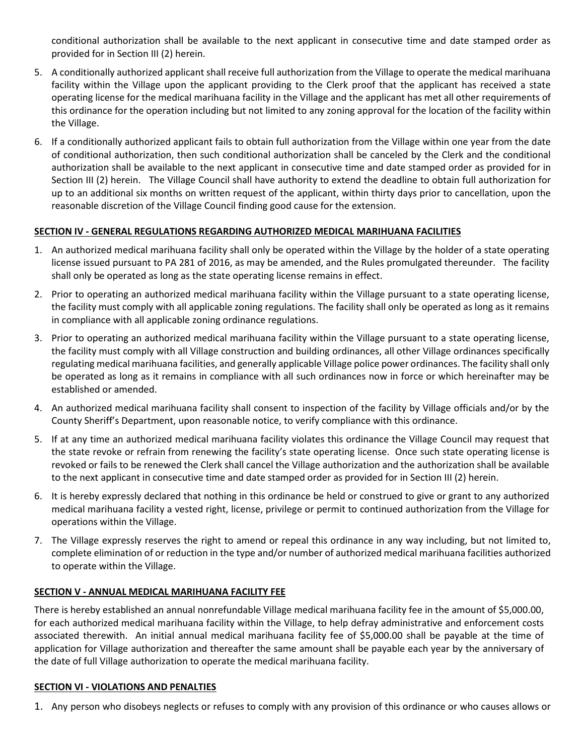conditional authorization shall be available to the next applicant in consecutive time and date stamped order as provided for in Section III (2) herein.

5. A conditionally authorized applicant shall receive full authorization from the Village to operate the medical marihuana facility within the Village upon the applicant providing to the Clerk proof that the applicant has received a state operating license for the medical marihuana facility in the Village and the applicant has met all other requirements of this ordinance for the operation including but not limited to any zoning approval for the location of the facility within the Village.
6. If a conditionally authorized applicant fails to obtain full authorization from the Village within one year from the date of conditional authorization, then such conditional authorization shall be canceled by the Clerk and the conditional authorization shall be available to the next applicant in consecutive time and date stamped order as provided for in Section III (2) herein. The Village Council shall have authority to extend the deadline to obtain full authorization for up to an additional six months on written request of the applicant, within thirty days prior to cancellation, upon the reasonable discretion of the Village Council finding good cause for the extension.

## SECTION IV - GENERAL REGULATIONS REGARDING AUTHORIZED MEDICAL MARIHUANA FACILITIES

1. An authorized medical marihuana facility shall only be operated within the Village by the holder of a state operating license issued pursuant to PA 281 of 2016, as may be amended, and the Rules promulgated thereunder. The facility shall only be operated as long as the state operating license remains in effect.
2. Prior to operating an authorized medical marihuana facility within the Village pursuant to a state operating license, the facility must comply with all applicable zoning regulations. The facility shall only be operated as long as it remains in compliance with all applicable zoning ordinance regulations.
3. Prior to operating an authorized medical marihuana facility within the Village pursuant to a state operating license, the facility must comply with all Village construction and building ordinances, all other Village ordinances specifically regulating medical marihuana facilities, and generally applicable Village police power ordinances. The facility shall only be operated as long as it remains in compliance with all such ordinances now in force or which hereinafter may be established or amended.
4. An authorized medical marihuana facility shall consent to inspection of the facility by Village officials and/or by the County Sheriff's Department, upon reasonable notice, to verify compliance with this ordinance.
5. If at any time an authorized medical marihuana facility violates this ordinance the Village Council may request that the state revoke or refrain from renewing the facility's state operating license. Once such state operating license is revoked or fails to be renewed the Clerk shall cancel the Village authorization and the authorization shall be available to the next applicant in consecutive time and date stamped order as provided for in Section III (2) herein.
6. It is hereby expressly declared that nothing in this ordinance be held or construed to give or grant to any authorized medical marihuana facility a vested right, license, privilege or permit to continued authorization from the Village for operations within the Village.
7. The Village expressly reserves the right to amend or repeal this ordinance in any way including, but not limited to, complete elimination of or reduction in the type and/or number of authorized medical marihuana facilities authorized to operate within the Village.

## SECTION V - ANNUAL MEDICAL MARIHUANA FACILITY FEE

There is hereby established an annual nonrefundable Village medical marihuana facility fee in the amount of $5,000.00, for each authorized medical marihuana facility within the Village, to help defray administrative and enforcement costs associated therewith. An initial annual medical marihuana facility fee of $5,000.00 shall be payable at the time of application for Village authorization and thereafter the same amount shall be payable each year by the anniversary of the date of full Village authorization to operate the medical marihuana facility.

## SECTION VI - VIOLATIONS AND PENALTIES

1. Any person who disobeys neglects or refuses to comply with any provision of this ordinance or who causes allows or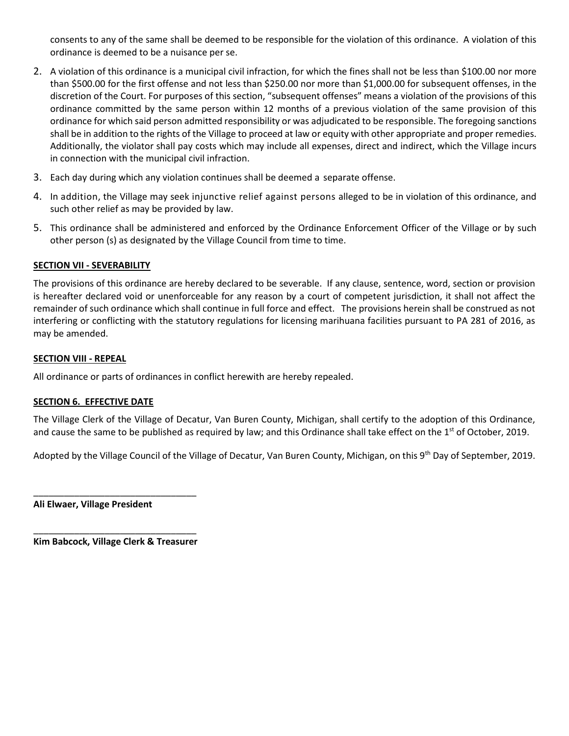consents to any of the same shall be deemed to be responsible for the violation of this ordinance. A violation of this ordinance is deemed to be a nuisance per se.

2. A violation of this ordinance is a municipal civil infraction, for which the fines shall not be less than $100.00 nor more than $500.00 for the first offense and not less than $250.00 nor more than $1,000.00 for subsequent offenses, in the discretion of the Court. For purposes of this section, "subsequent offenses" means a violation of the provisions of this ordinance committed by the same person within 12 months of a previous violation of the same provision of this ordinance for which said person admitted responsibility or was adjudicated to be responsible. The foregoing sanctions shall be in addition to the rights of the Village to proceed at law or equity with other appropriate and proper remedies. Additionally, the violator shall pay costs which may include all expenses, direct and indirect, which the Village incurs in connection with the municipal civil infraction.
3. Each day during which any violation continues shall be deemed a separate offense.
4. In addition, the Village may seek injunctive relief against persons alleged to be in violation of this ordinance, and such other relief as may be provided by law.
5. This ordinance shall be administered and enforced by the Ordinance Enforcement Officer of the Village or by such other person (s) as designated by the Village Council from time to time.

**SECTION VII - SEVERABILITY**

The provisions of this ordinance are hereby declared to be severable. If any clause, sentence, word, section or provision is hereafter declared void or unenforceable for any reason by a court of competent jurisdiction, it shall not affect the remainder of such ordinance which shall continue in full force and effect. The provisions herein shall be construed as not interfering or conflicting with the statutory regulations for licensing marihuana facilities pursuant to PA 281 of 2016, as may be amended.

**SECTION VIII - REPEAL**

All ordinance or parts of ordinances in conflict herewith are hereby repealed.

**SECTION 6. EFFECTIVE DATE**

The Village Clerk of the Village of Decatur, Van Buren County, Michigan, shall certify to the adoption of this Ordinance, and cause the same to be published as required by law; and this Ordinance shall take effect on the 1st of October, 2019.

Adopted by the Village Council of the Village of Decatur, Van Buren County, Michigan, on this 9th Day of September, 2019.

\_\_\_\_\_\_\_\_\_\_\_\_\_\_\_\_\_\_\_\_\_\_\_\_\_\_\_\_\_\_\_\_

**Ali Elwaer, Village President**

\_\_\_\_\_\_\_\_\_\_\_\_\_\_\_\_\_\_\_\_\_\_\_\_\_\_\_\_\_\_\_\_

**Kim Babcock, Village Clerk & Treasurer**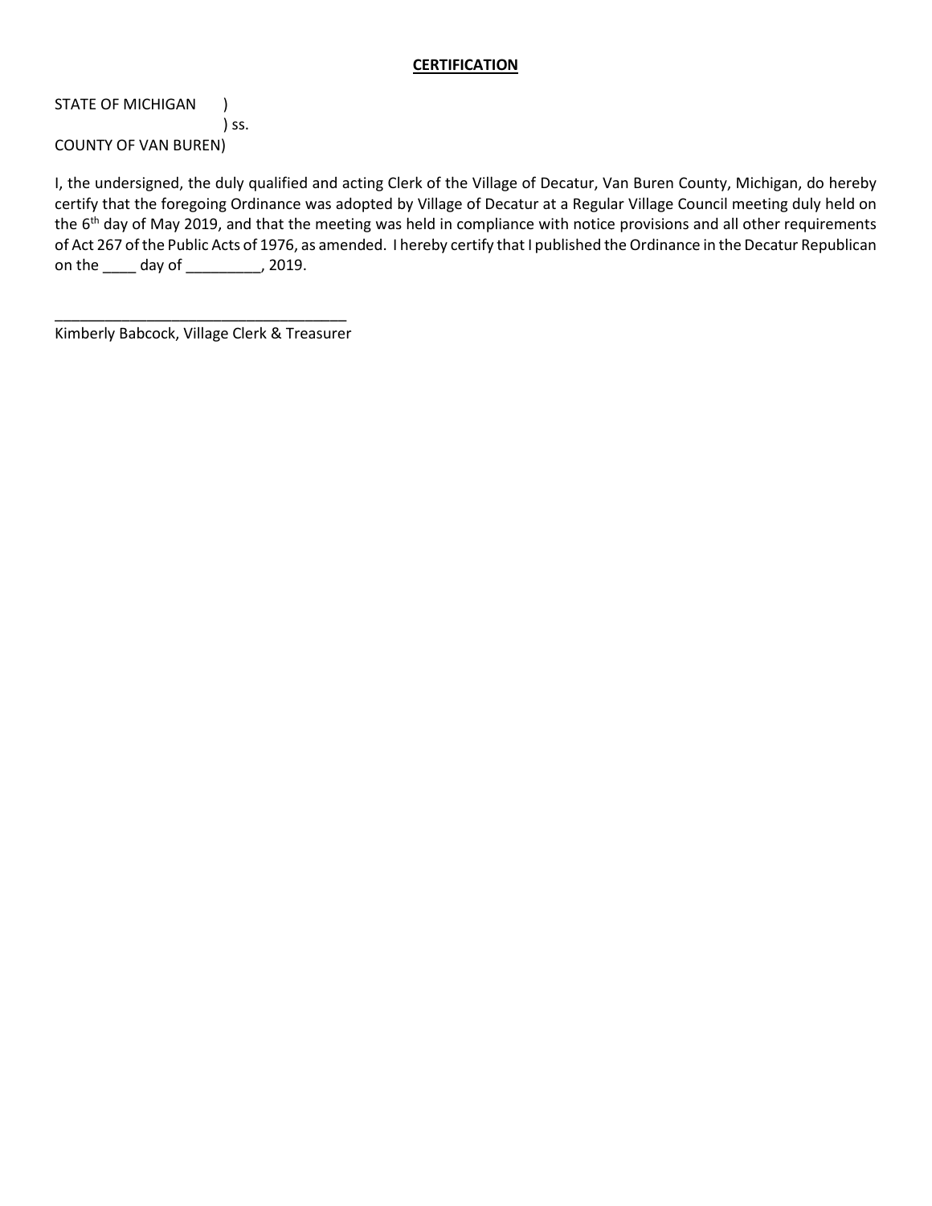**CERTIFICATION**

STATE OF MICHIGAN )
) ss.
COUNTY OF VAN BUREN)

I, the undersigned, the duly qualified and acting Clerk of the Village of Decatur, Van Buren County, Michigan, do hereby certify that the foregoing Ordinance was adopted by Village of Decatur at a Regular Village Council meeting duly held on the 6th day of May 2019, and that the meeting was held in compliance with notice provisions and all other requirements of Act 267 of the Public Acts of 1976, as amended. I hereby certify that I published the Ordinance in the Decatur Republican on the ____ day of _________, 2019.

___________________________________
Kimberly Babcock, Village Clerk & Treasurer